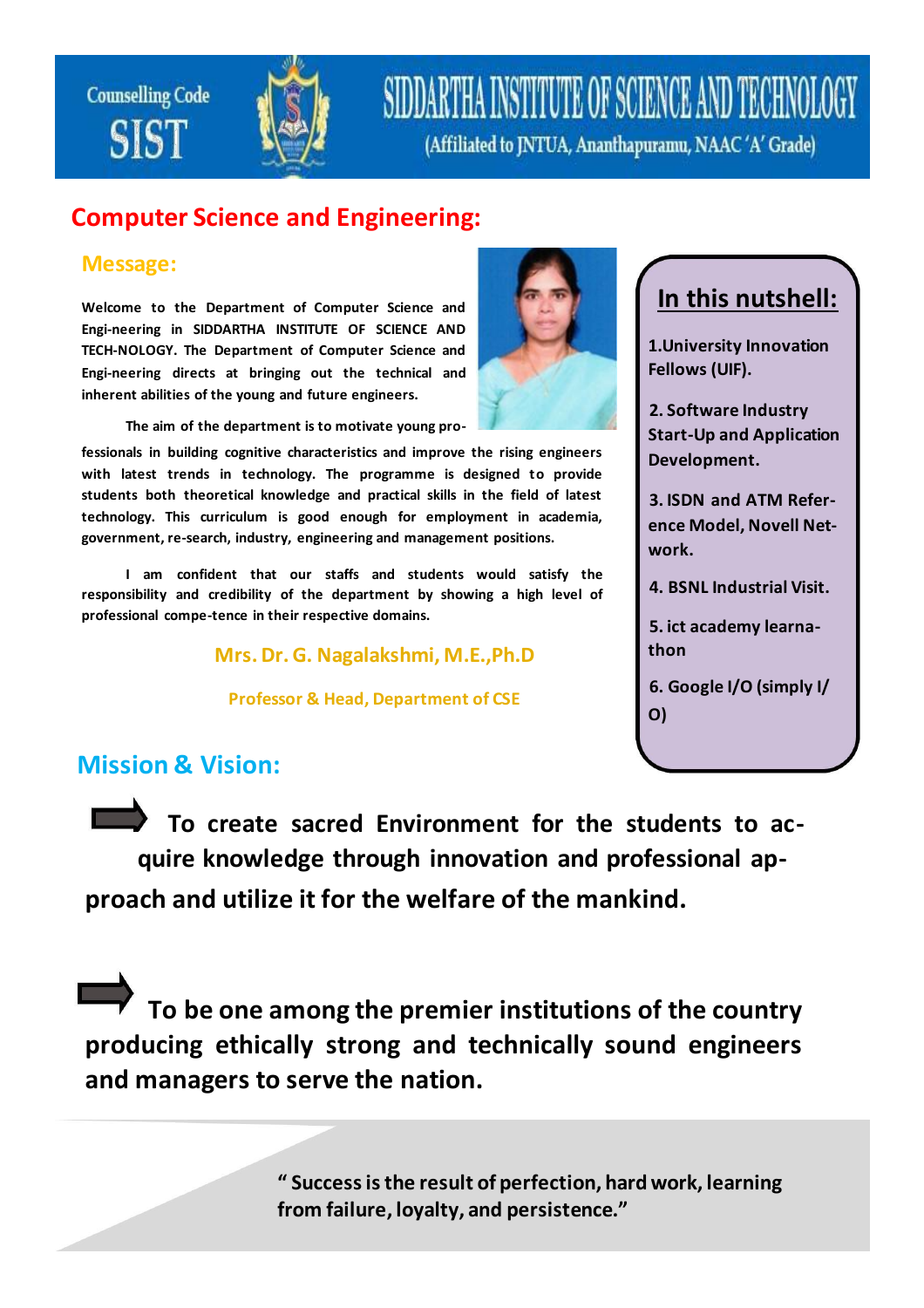Counselling Code **SIST**

# SIDDARTHA INSTITUTE OF SCIENCE AND TECHNOLOGY

(Affiliated to JNTUA, Ananthapuramu, NAAC 'A' Grade)

## Computer Science and Engineering:

### Message:

**Welcome to the Department of Computer Science and Engi-neering in SIDDARTHA INSTITUTE OF SCIENCE AND TECH-NOLOGY. The Department of Computer Science and Engi-neering directs at bringing out the technical and inherent abilities of the young and future engineers.**

**The aim of the department is to motivate young pro-fessionals in building cognitive characteristics and improve the rising engineers with latest trends in technology. The programme is designed to provide students both theoretical knowledge and practical skills in the field of latest technology. This curriculum is good enough for employment in academia, government, re-search, industry, engineering and management positions.**

**I am confident that our staffs and students would satisfy the responsibility and credibility of the department by showing a high level of professional compe-tence in their respective domains.**

**Mrs. Dr. G. Nagalakshmi, M.E.,Ph.D**

**Professor & Head, Department of CSE**

### In this nutshell:

1. University Innovation Fellows (UIF).
2. Software Industry Start-Up and Application Development.
3. ISDN and ATM Refer-ence Model, Novell Net-work.
4. BSNL Industrial Visit.
5. ict academy learna-thon
6. Google I/O (simply I/O)

### Mission & Vision:

➡ **To create sacred Environment for the students to ac-quire knowledge through innovation and professional ap-proach and utilize it for the welfare of the mankind.**

➡ **To be one among the premier institutions of the country producing ethically strong and technically sound engineers and managers to serve the nation.**

**" Success is the result of perfection, hard work, learning from failure, loyalty, and persistence."**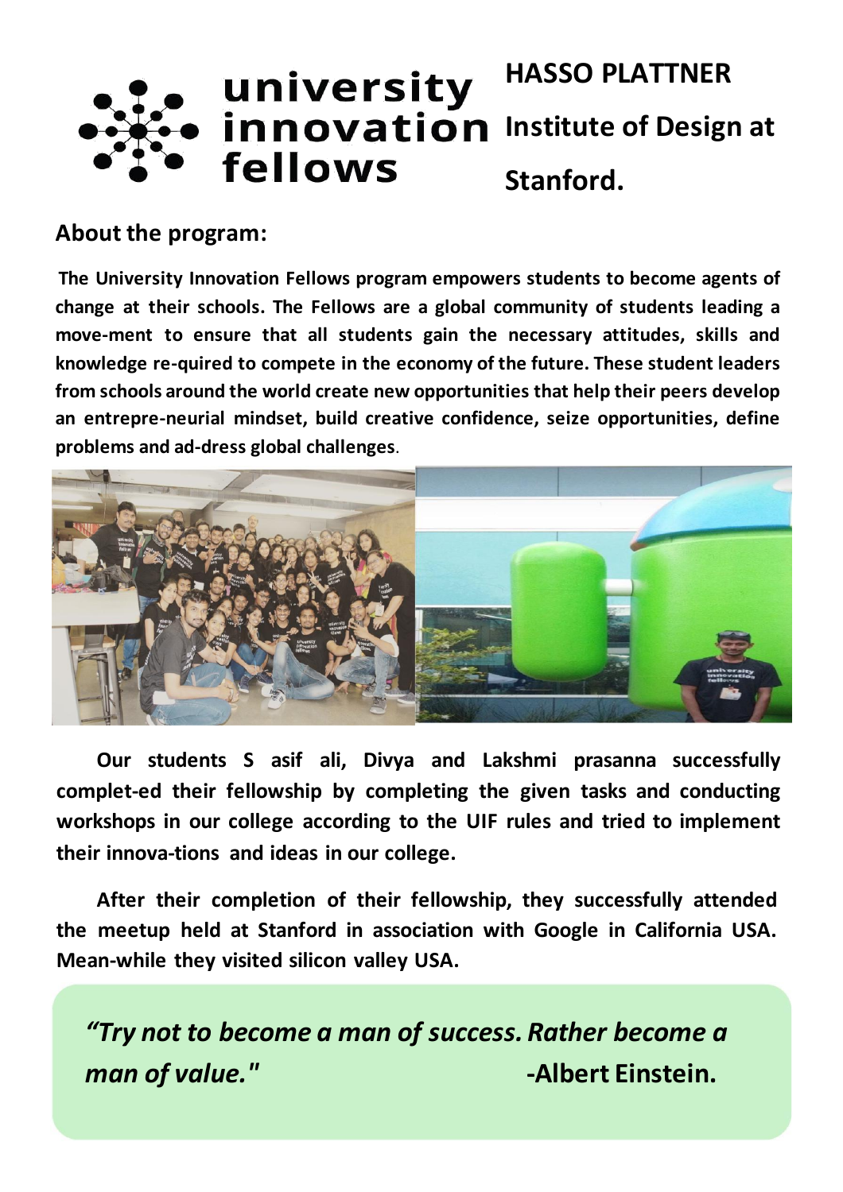# university innovation fellows

**HASSO PLATTNER Institute of Design at Stanford.**

## About the program:

**The University Innovation Fellows program empowers students to become agents of change at their schools. The Fellows are a global community of students leading a move-ment to ensure that all students gain the necessary attitudes, skills and knowledge re-quired to compete in the economy of the future. These student leaders from schools around the world create new opportunities that help their peers develop an entrepre-neurial mindset, build creative confidence, seize opportunities, define problems and ad-dress global challenges**.

**Our students S asif ali, Divya and Lakshmi prasanna successfully complet-ed their fellowship by completing the given tasks and conducting workshops in our college according to the UIF rules and tried to implement their innova-tions and ideas in our college.**

**After their completion of their fellowship, they successfully attended the meetup held at Stanford in association with Google in California USA. Mean-while they visited silicon valley USA.**

> ***"Try not to become a man of success. Rather become a man of value."*** **-Albert Einstein.**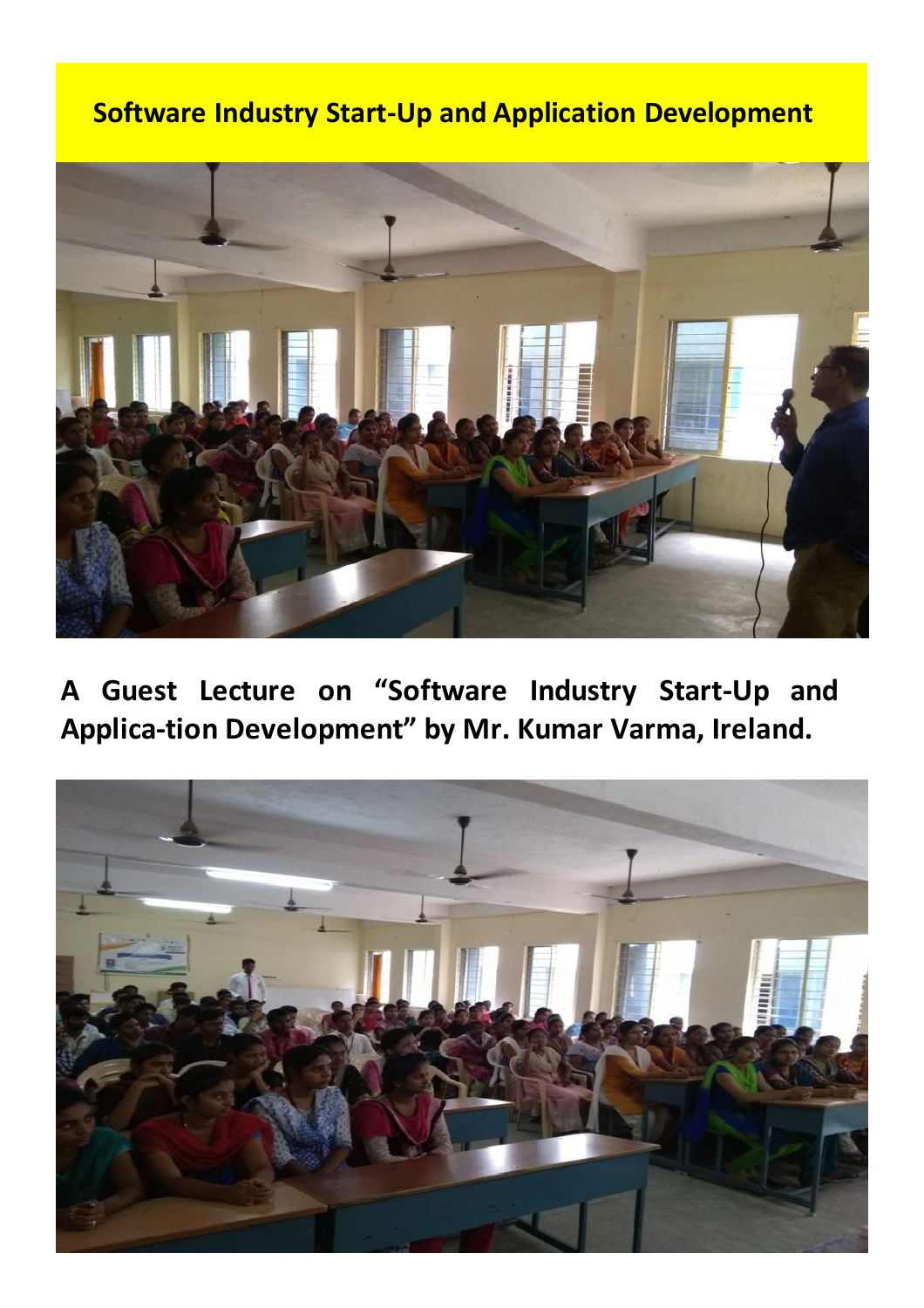# Software Industry Start-Up and Application Development

**A Guest Lecture on "Software Industry Start-Up and Applica-tion Development" by Mr. Kumar Varma, Ireland.**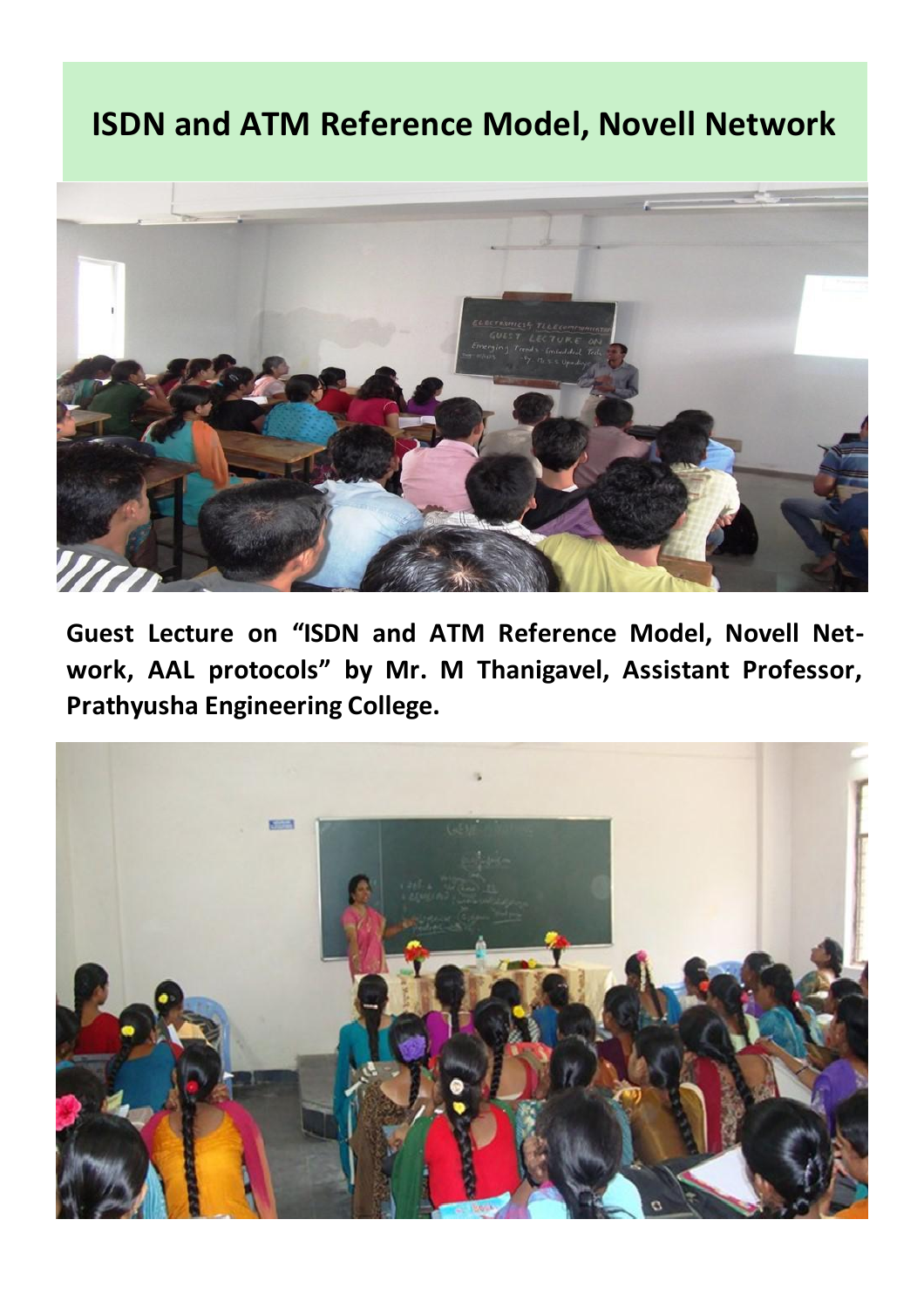# ISDN and ATM Reference Model, Novell Network

**Guest Lecture on "ISDN and ATM Reference Model, Novell Network, AAL protocols" by Mr. M Thanigavel, Assistant Professor, Prathyusha Engineering College.**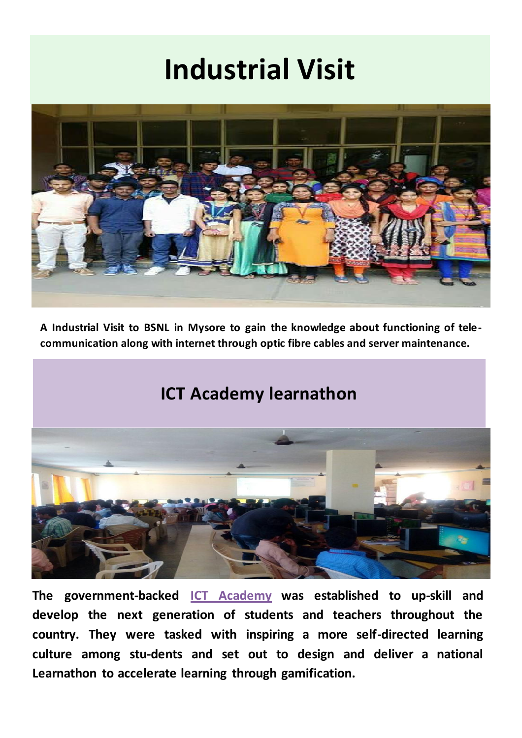# Industrial Visit

**A Industrial Visit to BSNL in Mysore to gain the knowledge about functioning of tele-communication along with internet through optic fibre cables and server maintenance.**

## ICT Academy learnathon

**The government-backed ICT Academy was established to up-skill and develop the next generation of students and teachers throughout the country. They were tasked with inspiring a more self-directed learning culture among stu-dents and set out to design and deliver a national Learnathon to accelerate learning through gamification.**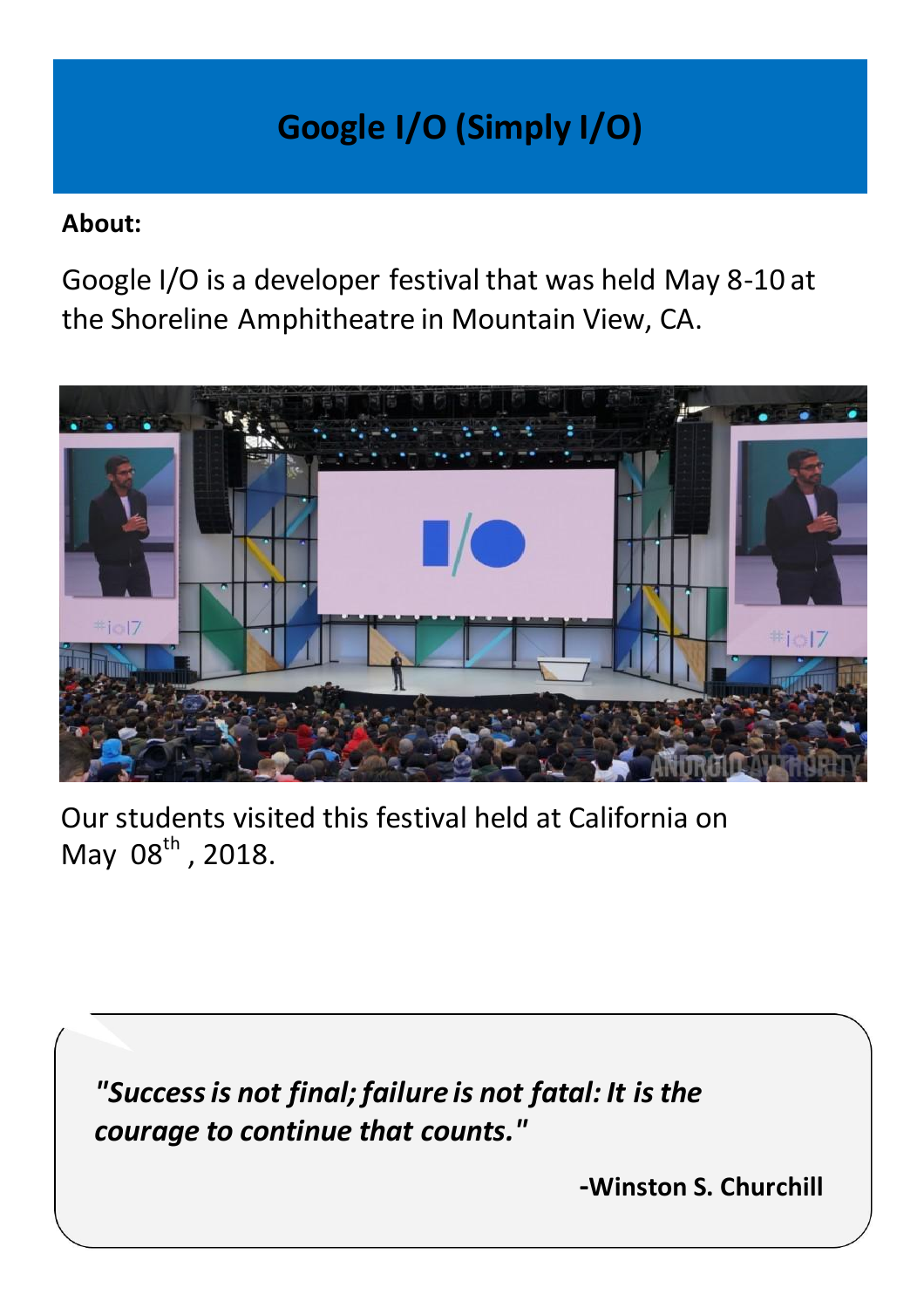# Google I/O (Simply I/O)

**About:**

Google I/O is a developer festival that was held May 8-10 at the Shoreline Amphitheatre in Mountain View, CA.

Our students visited this festival held at California on May 08th , 2018.

> ***"Success is not final; failure is not fatal: It is the courage to continue that counts."***
>
> **-Winston S. Churchill**